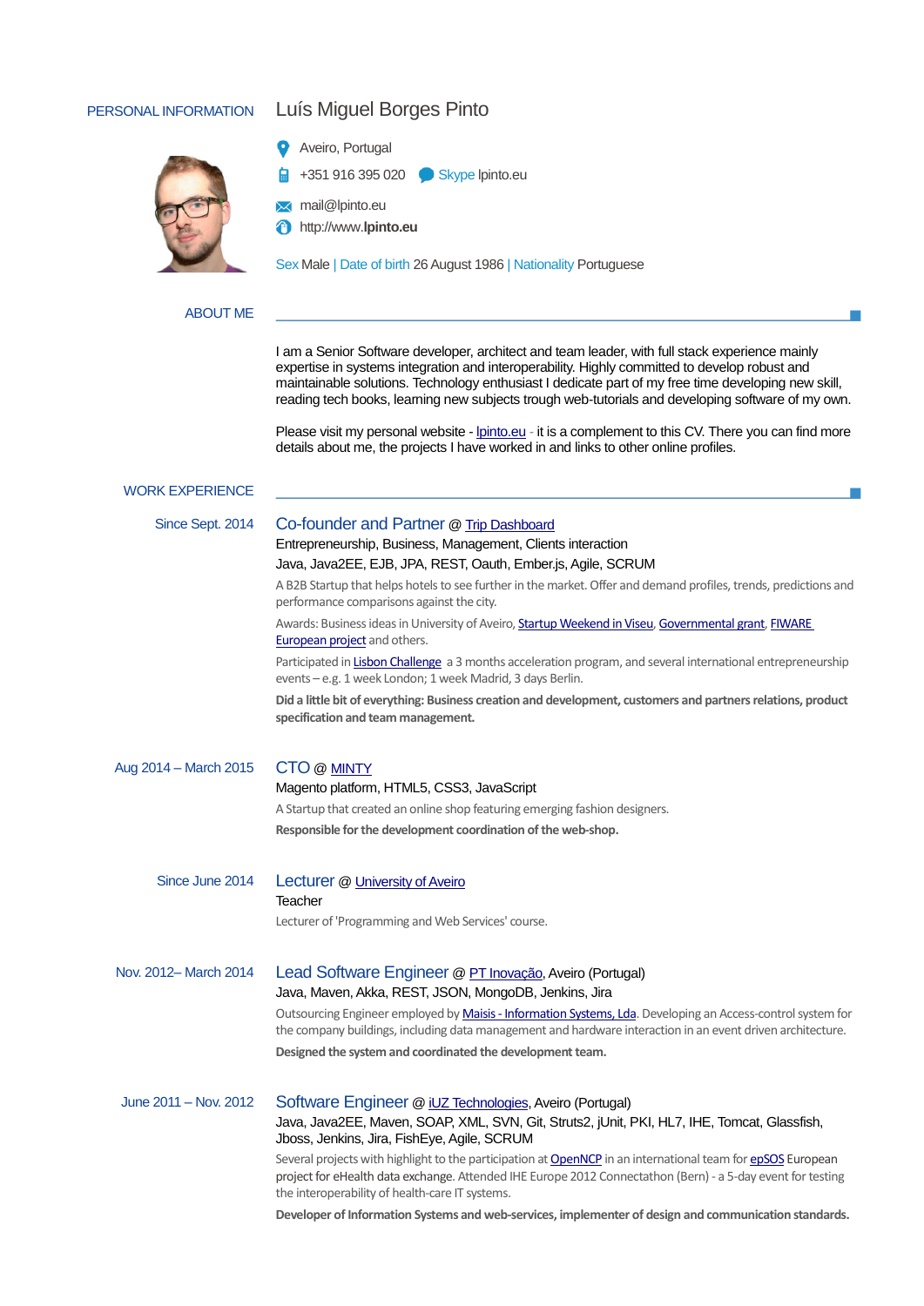## PERSONAL INFORMATION

# Luís Miguel Borges Pinto

Aveiro, Portugal

+351 916 395 020 Skype lpinto.eu

mail@lpinto.eu

http://www.**lpinto.eu**

Sex Male | Date of birth 26 August 1986 | Nationality Portuguese

## ABOUT ME

I am a Senior Software developer, architect and team leader, with full stack experience mainly expertise in systems integration and interoperability. Highly committed to develop robust and maintainable solutions. Technology enthusiast I dedicate part of my free time developing new skill, learning new subjects reading tech books, learning new subjects trough web-tutorials and developing software of my own.

Please visit my personal website - lpinto.eu - it is a complement to this CV. There you can find more details about me, the projects I have worked in and links to other online profiles.

## WORK EXPERIENCE

**Since Sept. 2014**

### Co-founder and Partner @ Trip Dashboard

Entrepreneurship, Business, Management, Clients interaction

Java, Java2EE, EJB, JPA, REST, Oauth, Ember.js, Agile, SCRUM

A B2B Startup that helps hotels to see further in the market. Offer and demand profiles, trends, predictions and performance comparisons against the city.

Awards: Business ideas in University of Aveiro, Startup Weekend in Viseu, Governmental grant, FIWARE European project and others.

Participated in Lisbon Challenge a 3 months acceleration program, and several international entrepreneurship events – e.g. 1 week London; 1 week Madrid, 3 days Berlin.

**Did a little bit of everything: Business creation and development, customers and partners relations, product specification and team management.**

**Aug 2014 – March 2015**

### CTO @ MINTY

Magento platform, HTML5, CSS3, JavaScript

A Startup that created an online shop featuring emerging fashion designers.

**Responsible for the development coordination of the web-shop.**

**Since June 2014**

### Lecturer @ University of Aveiro

Teacher

Lecturer of 'Programming and Web Services' course.

**Nov. 2012– March 2014**

### Lead Software Engineer @ PT Inovação, Aveiro (Portugal)

Java, Maven, Akka, REST, JSON, MongoDB, Jenkins, Jira

Outsourcing Engineer employed by Maisis - Information Systems, Lda. Developing an Access-control system for the company buildings, including data management and hardware interaction in an event driven architecture.

**Designed the system and coordinated the development team.**

**June 2011 – Nov. 2012**

### Software Engineer @ iUZ Technologies, Aveiro (Portugal)

Java, Java2EE, Maven, SOAP, XML, SVN, Git, Struts2, jUnit, PKI, HL7, IHE, Tomcat, Glassfish, Jboss, Jenkins, Jira, FishEye, Agile, SCRUM

Several projects with highlight to the participation at OpenNCP in an international team for epSOS European project for eHealth data exchange. Attended IHE Europe 2012 Connectathon (Bern) - a 5-day event for testing the interoperability of health-care IT systems.

**Developer of Information Systems and web-services, implementer of design and communication standards.**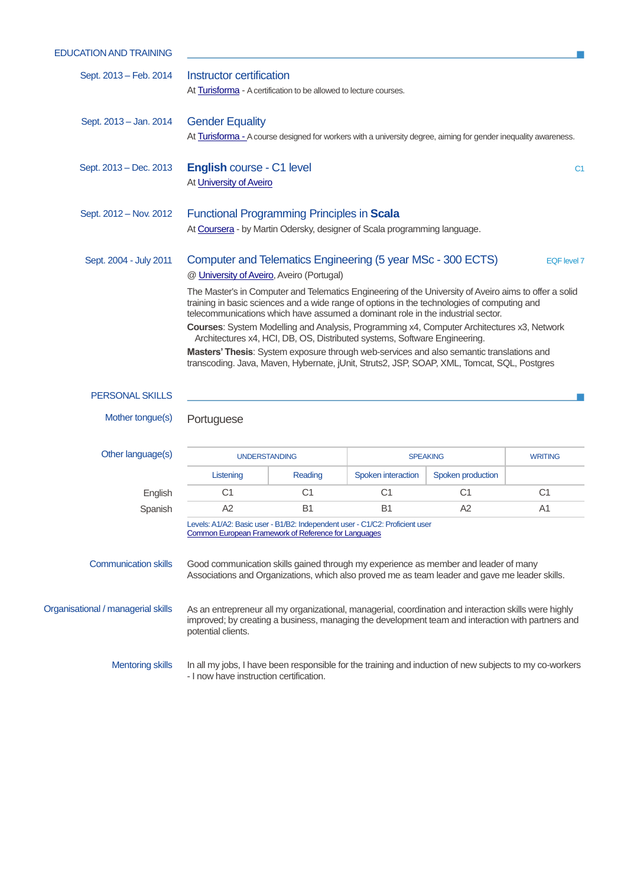## EDUCATION AND TRAINING

**Sept. 2013 – Feb. 2014**

### Instructor certification

At Turisforma - A certification to be allowed to lecture courses.

**Sept. 2013 – Jan. 2014**

### Gender Equality

At Turisforma - A course designed for workers with a university degree, aiming for gender inequality awareness.

**Sept. 2013 – Dec. 2013**

### **English** course - C1 level

C1

At University of Aveiro

**Sept. 2012 – Nov. 2012**

### Functional Programming Principles in **Scala**

At Coursera - by Martin Odersky, designer of Scala programming language.

**Sept. 2004 - July 2011**

### Computer and Telematics Engineering (5 year MSc - 300 ECTS)

EQF level 7

@ University of Aveiro, Aveiro (Portugal)

The Master's in Computer and Telematics Engineering of the University of Aveiro aims to offer a solid training in basic sciences and a wide range of options in the technologies of computing and telecommunications which have assumed a dominant role in the industrial sector.

**Courses**: System Modelling and Analysis, Programming x4, Computer Architectures x3, Network Architectures x4, HCI, DB, OS, Distributed systems, Software Engineering.

**Masters' Thesis**: System exposure through web-services and also semantic translations and transcoding. Java, Maven, Hybernate, jUnit, Struts2, JSP, SOAP, XML, Tomcat, SQL, Postgres

## PERSONAL SKILLS

**Mother tongue(s)**

Portuguese

**Other language(s)**

| | UNDERSTANDING | | SPEAKING | | WRITING |
|---|---|---|---|---|---|
| | Listening | Reading | Spoken interaction | Spoken production | |
| English | C1 | C1 | C1 | C1 | C1 |
| Spanish | A2 | B1 | B1 | A2 | A1 |

Levels: A1/A2: Basic user - B1/B2: Independent user - C1/C2: Proficient user
Common European Framework of Reference for Languages

**Communication skills**

Good communication skills gained through my experience as member and leader of many Associations and Organizations, which also proved me as team leader and gave me leader skills.

**Organisational / managerial skills**

As an entrepreneur all my organizational, managerial, coordination and interaction skills were highly improved; by creating a business, managing the development team and interaction with partners and potential clients.

**Mentoring skills**

In all my jobs, I have been responsible for the training and induction of new subjects to my co-workers - I now have instruction certification.